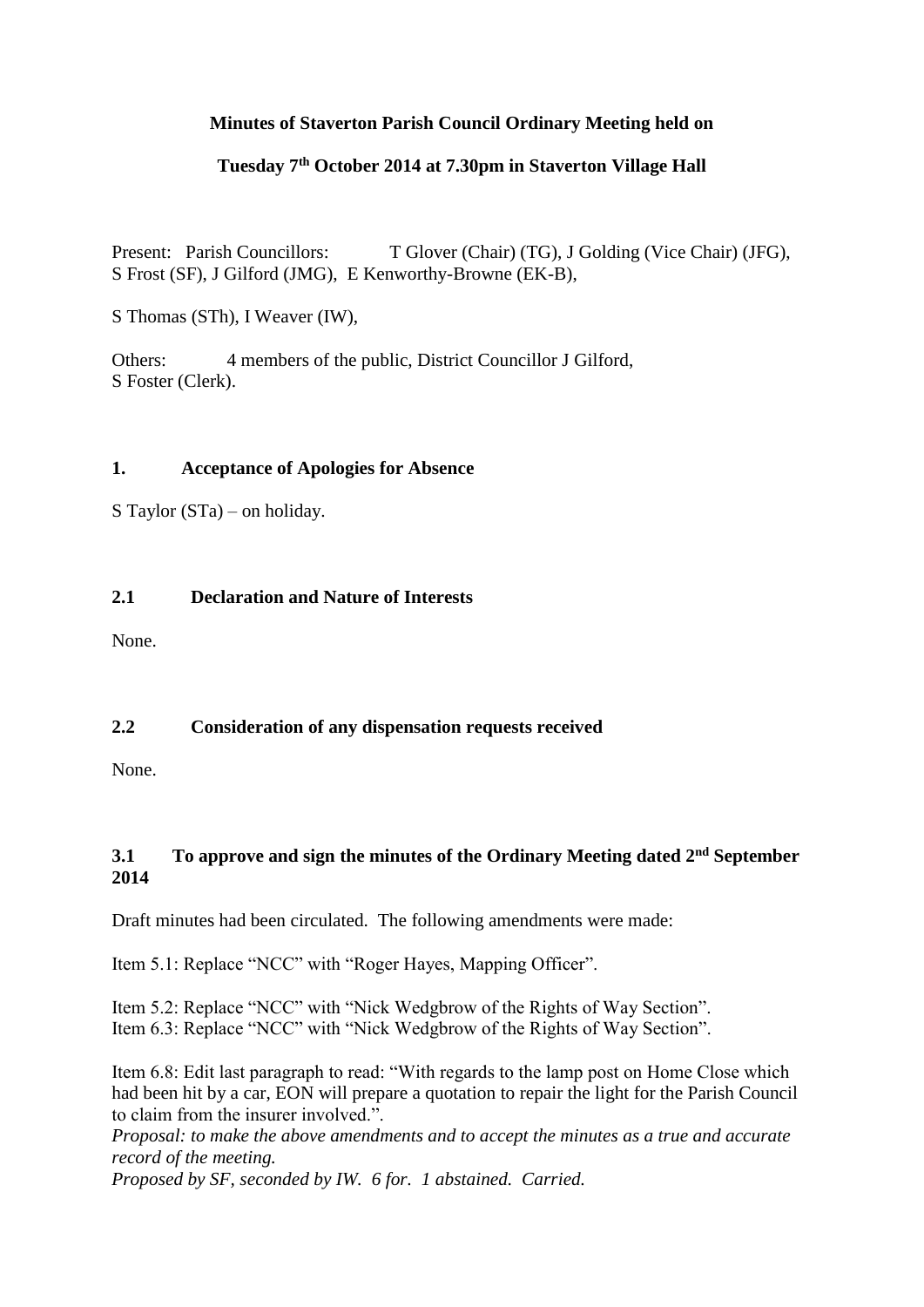**Minutes of Staverton Parish Council Ordinary Meeting held on**

**Tuesday 7th October 2014 at 7.30pm in Staverton Village Hall**

Present: Parish Councillors: T Glover (Chair) (TG), J Golding (Vice Chair) (JFG), S Frost (SF), J Gilford (JMG), E Kenworthy-Browne (EK-B),

S Thomas (STh), I Weaver (IW),

Others: 4 members of the public, District Councillor J Gilford, S Foster (Clerk).

## 1. Acceptance of Apologies for Absence

S Taylor (STa) – on holiday.

## 2.1 Declaration and Nature of Interests

None.

## 2.2 Consideration of any dispensation requests received

None.

## 3.1 To approve and sign the minutes of the Ordinary Meeting dated 2nd September 2014

Draft minutes had been circulated. The following amendments were made:

Item 5.1: Replace "NCC" with "Roger Hayes, Mapping Officer".

Item 5.2: Replace "NCC" with "Nick Wedgbrow of the Rights of Way Section".
Item 6.3: Replace "NCC" with "Nick Wedgbrow of the Rights of Way Section".

Item 6.8: Edit last paragraph to read: "With regards to the lamp post on Home Close which had been hit by a car, EON will prepare a quotation to repair the light for the Parish Council to claim from the insurer involved.".
*Proposal: to make the above amendments and to accept the minutes as a true and accurate record of the meeting.*
*Proposed by SF, seconded by IW. 6 for. 1 abstained. Carried.*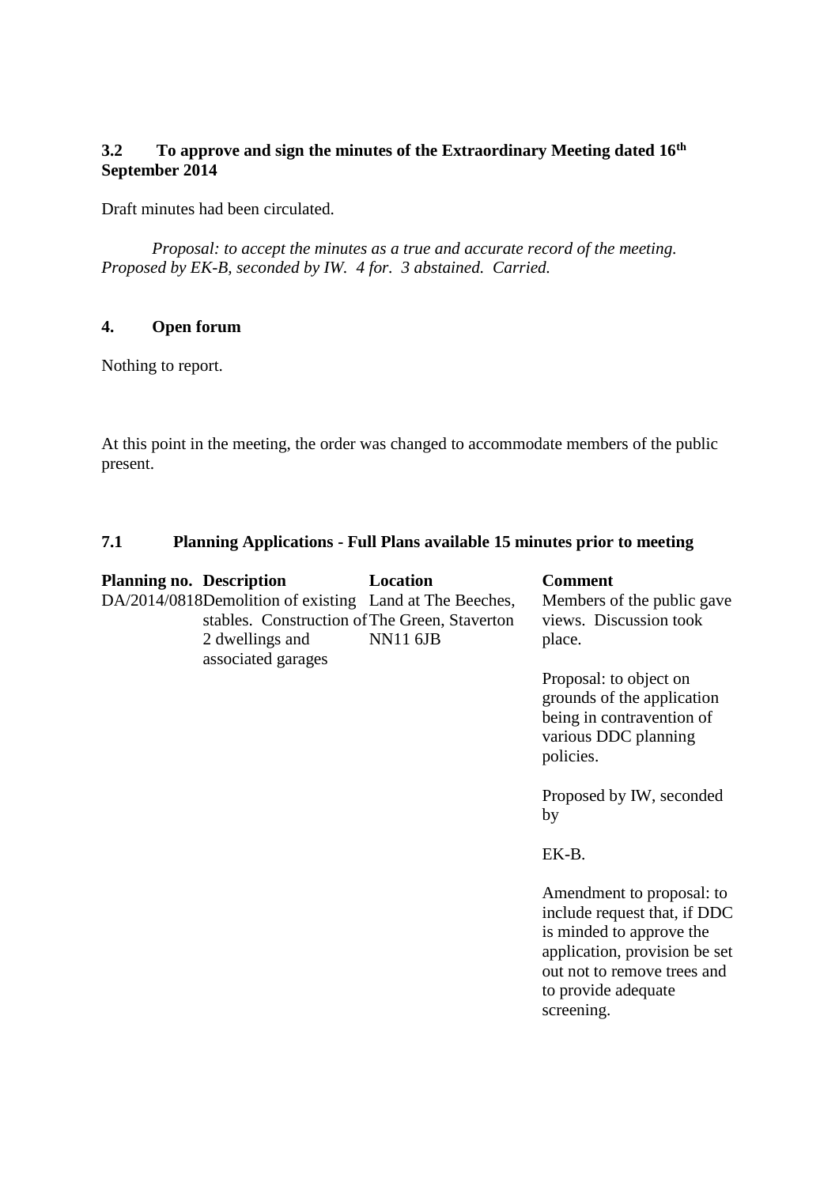**3.2 To approve and sign the minutes of the Extraordinary Meeting dated 16th September 2014**

Draft minutes had been circulated.

*Proposal: to accept the minutes as a true and accurate record of the meeting. Proposed by EK-B, seconded by IW. 4 for. 3 abstained. Carried.*

**4. Open forum**

Nothing to report.

At this point in the meeting, the order was changed to accommodate members of the public present.

**7.1 Planning Applications - Full Plans available 15 minutes prior to meeting**

| Planning no. | Description | Location | Comment |
|---|---|---|---|
| DA/2014/0818 | Demolition of existing stables. Construction of 2 dwellings and associated garages | Land at The Beeches, The Green, Staverton NN11 6JB | Members of the public gave views. Discussion took place.<br><br>Proposal: to object on grounds of the application being in contravention of various DDC planning policies.<br><br>Proposed by IW, seconded by<br><br>EK-B.<br><br>Amendment to proposal: to include request that, if DDC is minded to approve the application, provision be set out not to remove trees and to provide adequate screening. |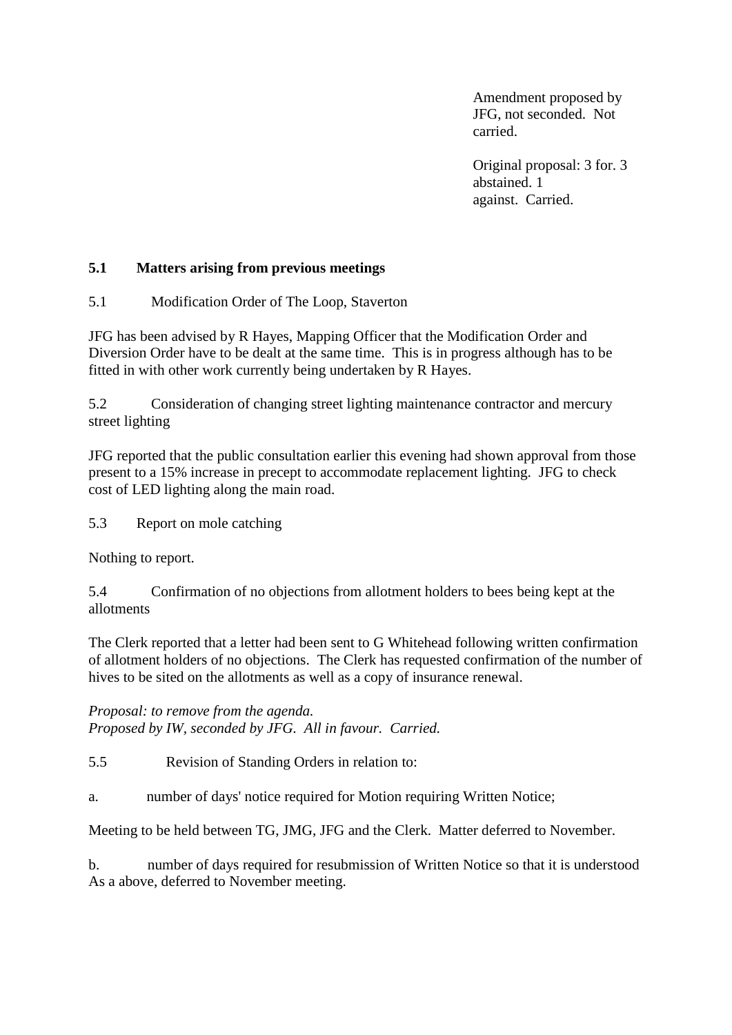Amendment proposed by JFG, not seconded. Not carried.

Original proposal: 3 for. 3 abstained. 1 against. Carried.

**5.1 Matters arising from previous meetings**

5.1 Modification Order of The Loop, Staverton

JFG has been advised by R Hayes, Mapping Officer that the Modification Order and Diversion Order have to be dealt at the same time. This is in progress although has to be fitted in with other work currently being undertaken by R Hayes.

5.2 Consideration of changing street lighting maintenance contractor and mercury street lighting

JFG reported that the public consultation earlier this evening had shown approval from those present to a 15% increase in precept to accommodate replacement lighting. JFG to check cost of LED lighting along the main road.

5.3 Report on mole catching

Nothing to report.

5.4 Confirmation of no objections from allotment holders to bees being kept at the allotments

The Clerk reported that a letter had been sent to G Whitehead following written confirmation of allotment holders of no objections. The Clerk has requested confirmation of the number of hives to be sited on the allotments as well as a copy of insurance renewal.

*Proposal: to remove from the agenda.*
*Proposed by IW, seconded by JFG. All in favour. Carried.*

5.5 Revision of Standing Orders in relation to:

a. number of days' notice required for Motion requiring Written Notice;

Meeting to be held between TG, JMG, JFG and the Clerk. Matter deferred to November.

b. number of days required for resubmission of Written Notice so that it is understood As a above, deferred to November meeting.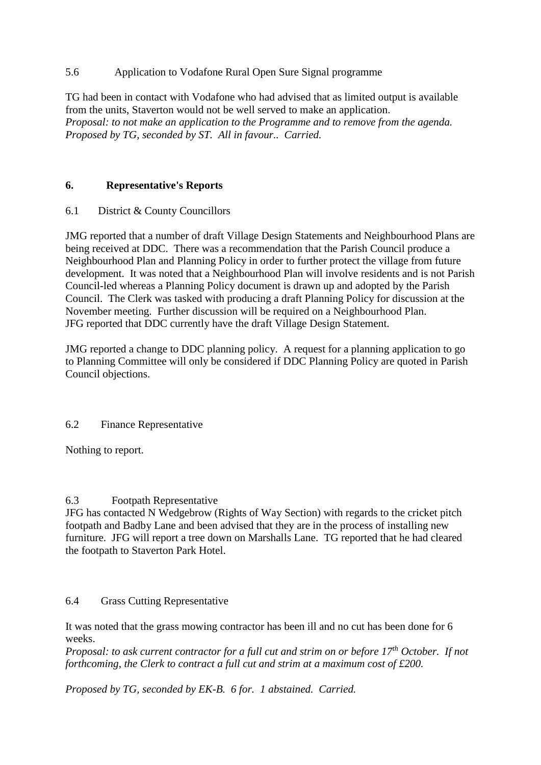5.6 Application to Vodafone Rural Open Sure Signal programme

TG had been in contact with Vodafone who had advised that as limited output is available from the units, Staverton would not be well served to make an application.
*Proposal: to not make an application to the Programme and to remove from the agenda. Proposed by TG, seconded by ST. All in favour.. Carried.*

## 6. Representative's Reports

6.1 District & County Councillors

JMG reported that a number of draft Village Design Statements and Neighbourhood Plans are being received at DDC. There was a recommendation that the Parish Council produce a Neighbourhood Plan and Planning Policy in order to further protect the village from future development. It was noted that a Neighbourhood Plan will involve residents and is not Parish Council-led whereas a Planning Policy document is drawn up and adopted by the Parish Council. The Clerk was tasked with producing a draft Planning Policy for discussion at the November meeting. Further discussion will be required on a Neighbourhood Plan.
JFG reported that DDC currently have the draft Village Design Statement.

JMG reported a change to DDC planning policy. A request for a planning application to go to Planning Committee will only be considered if DDC Planning Policy are quoted in Parish Council objections.

6.2 Finance Representative

Nothing to report.

6.3 Footpath Representative
JFG has contacted N Wedgebrow (Rights of Way Section) with regards to the cricket pitch footpath and Badby Lane and been advised that they are in the process of installing new furniture. JFG will report a tree down on Marshalls Lane. TG reported that he had cleared the footpath to Staverton Park Hotel.

6.4 Grass Cutting Representative

It was noted that the grass mowing contractor has been ill and no cut has been done for 6 weeks.
*Proposal: to ask current contractor for a full cut and strim on or before 17th October. If not forthcoming, the Clerk to contract a full cut and strim at a maximum cost of £200.*

*Proposed by TG, seconded by EK-B. 6 for. 1 abstained. Carried.*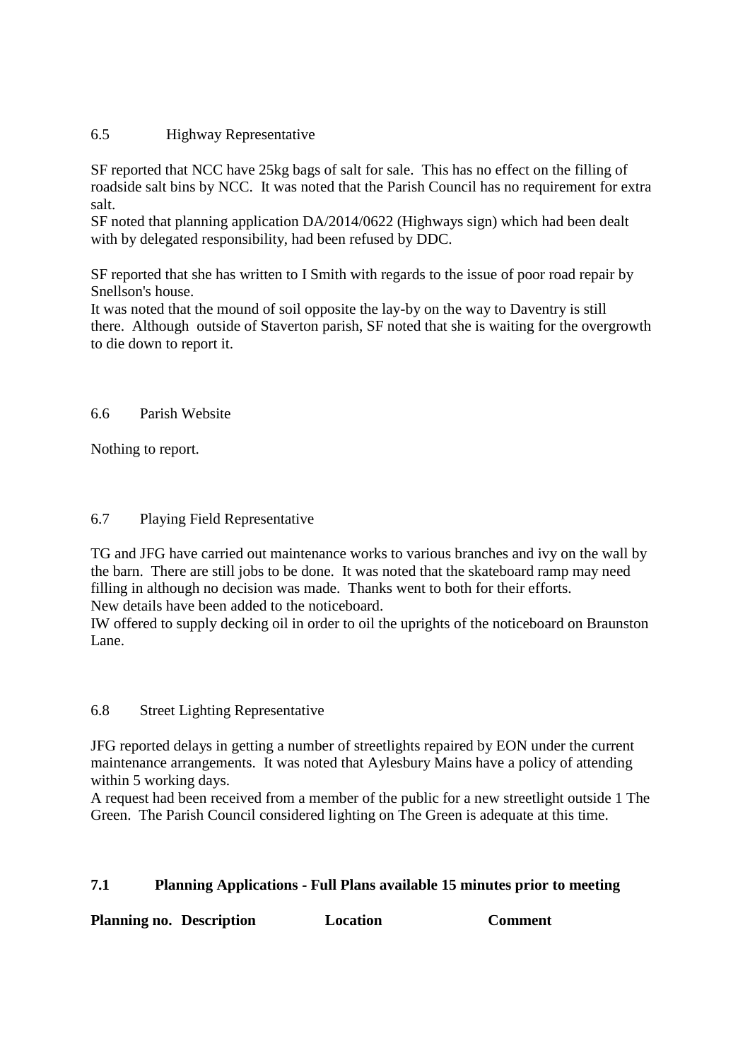6.5 Highway Representative

SF reported that NCC have 25kg bags of salt for sale. This has no effect on the filling of roadside salt bins by NCC. It was noted that the Parish Council has no requirement for extra salt.
SF noted that planning application DA/2014/0622 (Highways sign) which had been dealt with by delegated responsibility, had been refused by DDC.

SF reported that she has written to I Smith with regards to the issue of poor road repair by Snellson's house.
It was noted that the mound of soil opposite the lay-by on the way to Daventry is still there. Although outside of Staverton parish, SF noted that she is waiting for the overgrowth to die down to report it.

6.6 Parish Website

Nothing to report.

6.7 Playing Field Representative

TG and JFG have carried out maintenance works to various branches and ivy on the wall by the barn. There are still jobs to be done. It was noted that the skateboard ramp may need filling in although no decision was made. Thanks went to both for their efforts.
New details have been added to the noticeboard.
IW offered to supply decking oil in order to oil the uprights of the noticeboard on Braunston Lane.

6.8 Street Lighting Representative

JFG reported delays in getting a number of streetlights repaired by EON under the current maintenance arrangements. It was noted that Aylesbury Mains have a policy of attending within 5 working days.
A request had been received from a member of the public for a new streetlight outside 1 The Green. The Parish Council considered lighting on The Green is adequate at this time.

**7.1 Planning Applications - Full Plans available 15 minutes prior to meeting**

| **Planning no.** | **Description** | **Location** | **Comment** |
| --- | --- | --- | --- |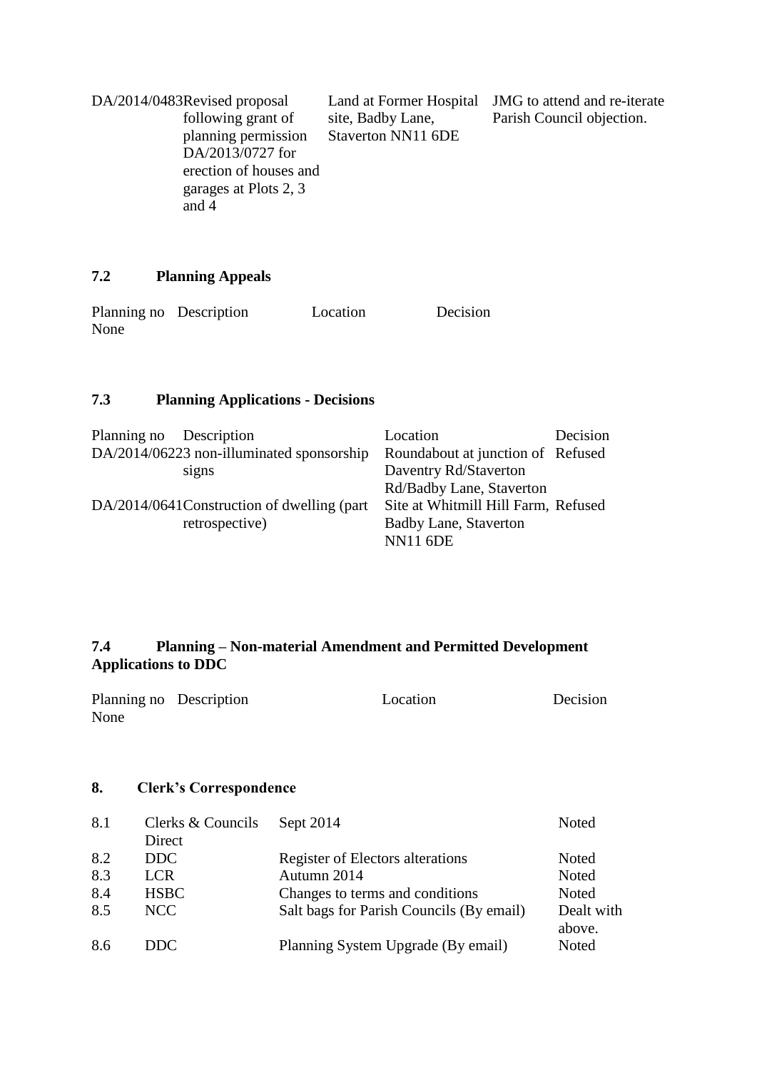| | | | |
|---|---|---|---|
| DA/2014/0483 | Revised proposal following grant of planning permission DA/2013/0727 for erection of houses and garages at Plots 2, 3 and 4 | Land at Former Hospital site, Badby Lane, Staverton NN11 6DE | JMG to attend and re-iterate Parish Council objection. |

### 7.2 Planning Appeals

| Planning no | Description | Location | Decision |
|---|---|---|---|
| None | | | |

### 7.3 Planning Applications - Decisions

| Planning no | Description | Location | Decision |
|---|---|---|---|
| DA/2014/0622 | 3 non-illuminated sponsorship signs | Roundabout at junction of Daventry Rd/Staverton Rd/Badby Lane, Staverton | Refused |
| DA/2014/0641 | Construction of dwelling (part retrospective) | Site at Whitmill Hill Farm, Badby Lane, Staverton NN11 6DE | Refused |

### 7.4 Planning – Non-material Amendment and Permitted Development Applications to DDC

| Planning no | Description | Location | Decision |
|---|---|---|---|
| None | | | |

## 8. Clerk's Correspondence

| | | | |
|---|---|---|---|
| 8.1 | Clerks & Councils Direct | Sept 2014 | Noted |
| 8.2 | DDC | Register of Electors alterations | Noted |
| 8.3 | LCR | Autumn 2014 | Noted |
| 8.4 | HSBC | Changes to terms and conditions | Noted |
| 8.5 | NCC | Salt bags for Parish Councils (By email) | Dealt with above. |
| 8.6 | DDC | Planning System Upgrade (By email) | Noted |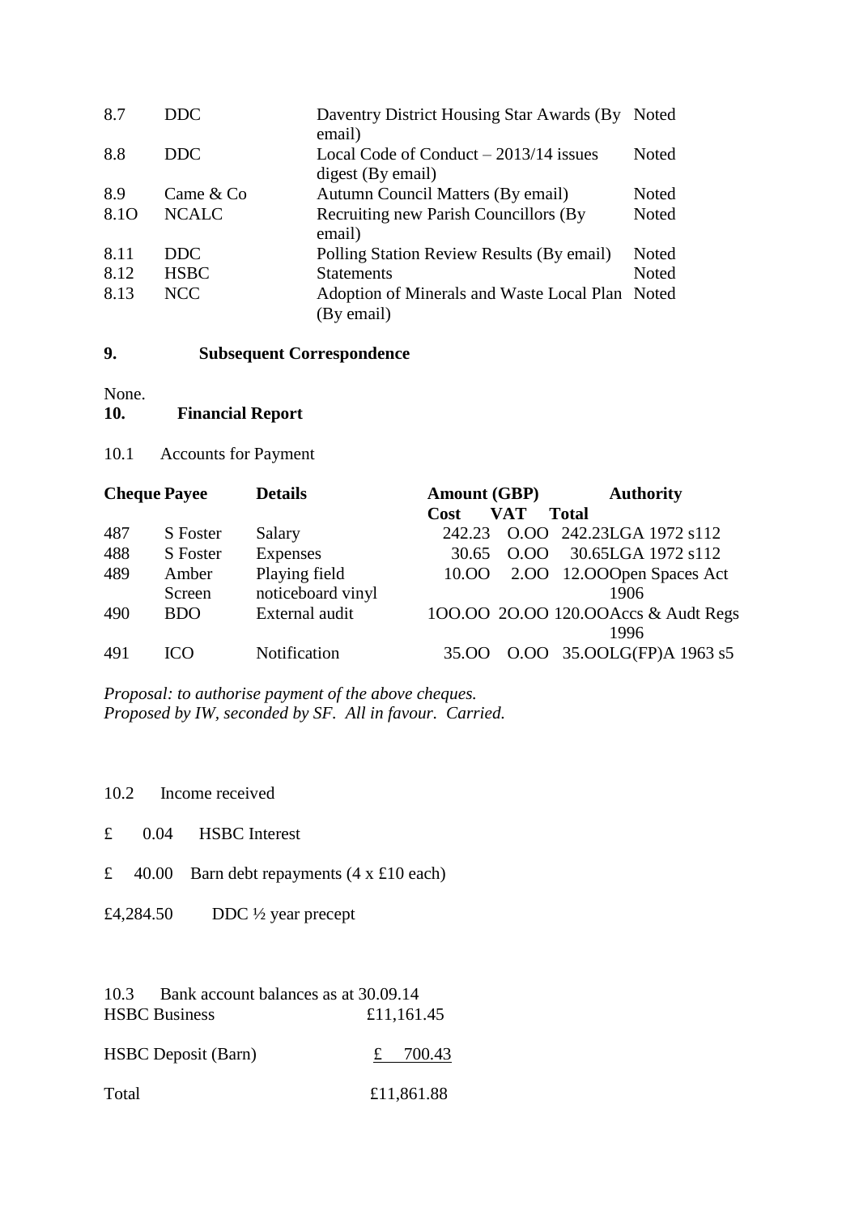| | | | |
|---|---|---|---|
| 8.7 | DDC | Daventry District Housing Star Awards (By email) | Noted |
| 8.8 | DDC | Local Code of Conduct – 2013/14 issues digest (By email) | Noted |
| 8.9 | Came & Co | Autumn Council Matters (By email) | Noted |
| 8.1O | NCALC | Recruiting new Parish Councillors (By email) | Noted |
| 8.11 | DDC | Polling Station Review Results (By email) | Noted |
| 8.12 | HSBC | Statements | Noted |
| 8.13 | NCC | Adoption of Minerals and Waste Local Plan (By email) | Noted |

**9. Subsequent Correspondence**

None.

**10. Financial Report**

10.1 Accounts for Payment

| Cheque | Payee | Details | Amount (GBP) Cost | VAT | Total | Authority |
|---|---|---|---|---|---|---|
| 487 | S Foster | Salary | 242.23 | O.OO | 242.23 | LGA 1972 s112 |
| 488 | S Foster | Expenses | 30.65 | O.OO | 30.65 | LGA 1972 s112 |
| 489 | Amber Screen | Playing field noticeboard vinyl | 10.OO | 2.OO | 12.OO | Open Spaces Act 1906 |
| 490 | BDO | External audit | 1OO.OO | 2O.OO | 120.OO | Accs & Audt Regs 1996 |
| 491 | ICO | Notification | 35.OO | O.OO | 35.OO | LG(FP)A 1963 s5 |

*Proposal: to authorise payment of the above cheques.*
*Proposed by IW, seconded by SF. All in favour. Carried.*

10.2 Income received

£ 0.04 HSBC Interest

£ 40.00 Barn debt repayments (4 x £10 each)

£4,284.50 DDC ½ year precept

10.3 Bank account balances as at 30.09.14

| | |
|---|---|
| HSBC Business | £11,161.45 |
| HSBC Deposit (Barn) | £ 700.43 |
| Total | £11,861.88 |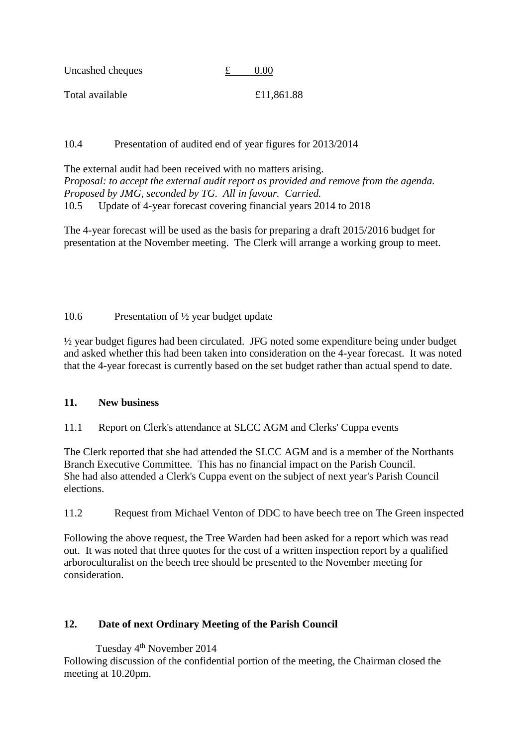| | |
|---|---|
| Uncashed cheques | £ 0.00 |
| Total available | £11,861.88 |

10.4 Presentation of audited end of year figures for 2013/2014

The external audit had been received with no matters arising.
*Proposal: to accept the external audit report as provided and remove from the agenda.*
*Proposed by JMG, seconded by TG. All in favour. Carried.*

10.5 Update of 4-year forecast covering financial years 2014 to 2018

The 4-year forecast will be used as the basis for preparing a draft 2015/2016 budget for presentation at the November meeting. The Clerk will arrange a working group to meet.

10.6 Presentation of ½ year budget update

½ year budget figures had been circulated. JFG noted some expenditure being under budget and asked whether this had been taken into consideration on the 4-year forecast. It was noted that the 4-year forecast is currently based on the set budget rather than actual spend to date.

**11. New business**

11.1 Report on Clerk's attendance at SLCC AGM and Clerks' Cuppa events

The Clerk reported that she had attended the SLCC AGM and is a member of the Northants Branch Executive Committee. This has no financial impact on the Parish Council.
She had also attended a Clerk's Cuppa event on the subject of next year's Parish Council elections.

11.2 Request from Michael Venton of DDC to have beech tree on The Green inspected

Following the above request, the Tree Warden had been asked for a report which was read out. It was noted that three quotes for the cost of a written inspection report by a qualified arboroculturalist on the beech tree should be presented to the November meeting for consideration.

**12. Date of next Ordinary Meeting of the Parish Council**

Tuesday 4th November 2014

Following discussion of the confidential portion of the meeting, the Chairman closed the meeting at 10.20pm.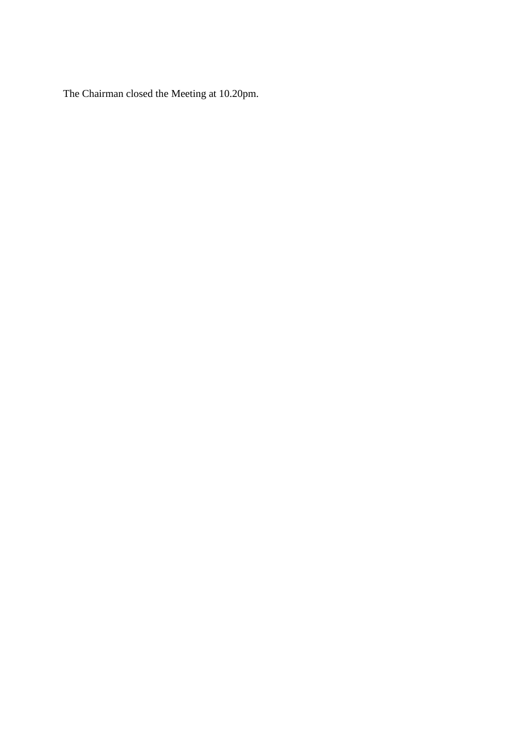The Chairman closed the Meeting at 10.20pm.